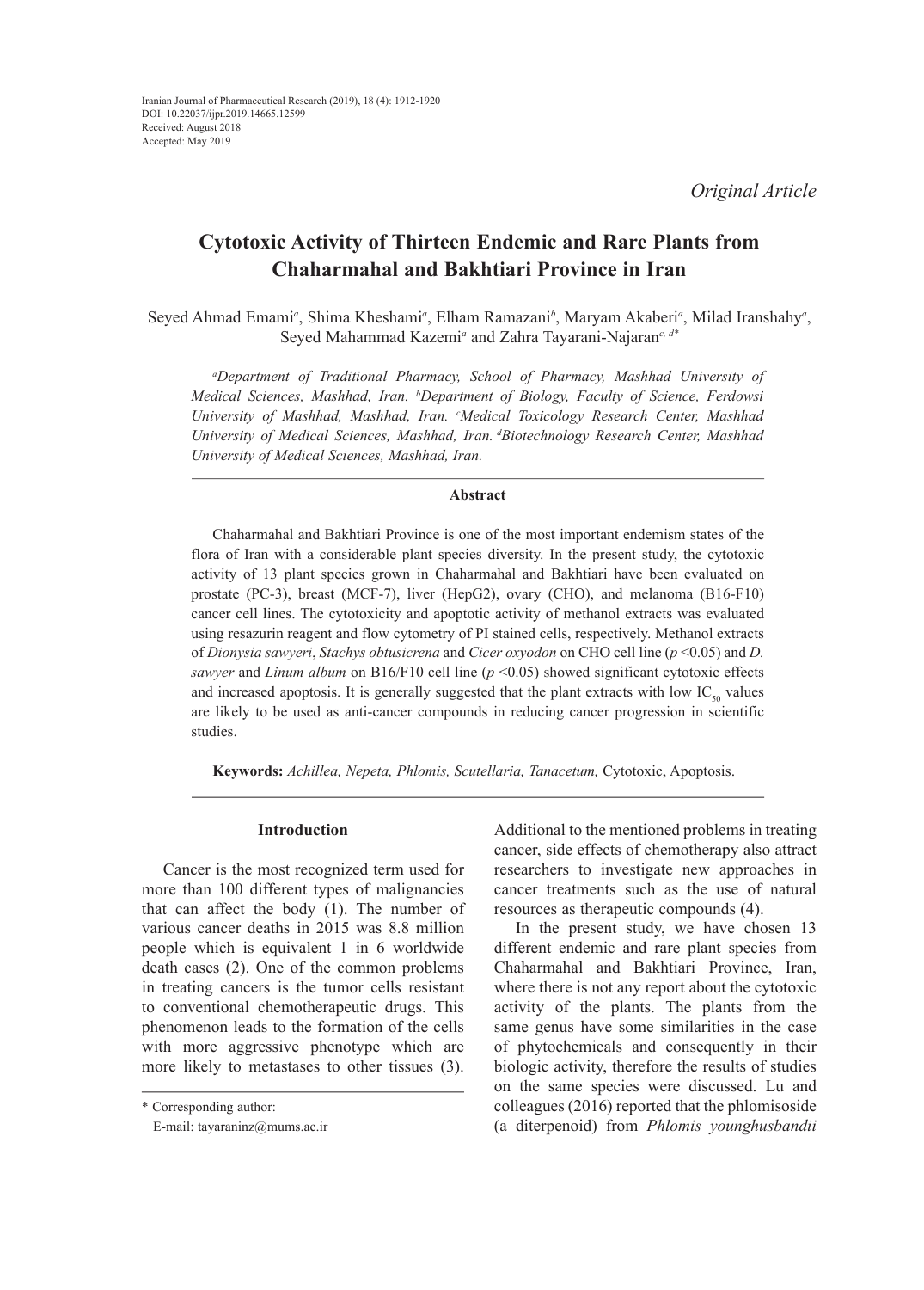Iranian Journal of Pharmaceutical Research (2019), 18 (4): 1912-1920
DOI: 10.22037/ijpr.2019.14665.12599
Received: August 2018
Accepted: May 2019

*Original Article*

# Cytotoxic Activity of Thirteen Endemic and Rare Plants from Chaharmahal and Bakhtiari Province in Iran

Seyed Ahmad Emami[a], Shima Kheshami[a], Elham Ramazani[b], Maryam Akaberi[a], Milad Iranshahy[a], Seyed Mahammad Kazemi[a] and Zahra Tayarani-Najaran[c, d]*

*[a]Department of Traditional Pharmacy, School of Pharmacy, Mashhad University of Medical Sciences, Mashhad, Iran. [b]Department of Biology, Faculty of Science, Ferdowsi University of Mashhad, Mashhad, Iran. [c]Medical Toxicology Research Center, Mashhad University of Medical Sciences, Mashhad, Iran. [d]Biotechnology Research Center, Mashhad University of Medical Sciences, Mashhad, Iran.*

## Abstract

Chaharmahal and Bakhtiari Province is one of the most important endemism states of the flora of Iran with a considerable plant species diversity. In the present study, the cytotoxic activity of 13 plant species grown in Chaharmahal and Bakhtiari have been evaluated on prostate (PC-3), breast (MCF-7), liver (HepG2), ovary (CHO), and melanoma (B16-F10) cancer cell lines. The cytotoxicity and apoptotic activity of methanol extracts was evaluated using resazurin reagent and flow cytometry of PI stained cells, respectively. Methanol extracts of *Dionysia sawyeri*, *Stachys obtusicrena* and *Cicer oxyodon* on CHO cell line ($p$ <0.05) and *D. sawyer* and *Linum album* on B16/F10 cell line ($p$ <0.05) showed significant cytotoxic effects and increased apoptosis. It is generally suggested that the plant extracts with low $IC_{50}$ values are likely to be used as anti-cancer compounds in reducing cancer progression in scientific studies.

**Keywords:** *Achillea, Nepeta, Phlomis, Scutellaria, Tanacetum,* Cytotoxic, Apoptosis.

## Introduction

Cancer is the most recognized term used for more than 100 different types of malignancies that can affect the body (1). The number of various cancer deaths in 2015 was 8.8 million people which is equivalent 1 in 6 worldwide death cases (2). One of the common problems in treating cancers is the tumor cells resistant to conventional chemotherapeutic drugs. This phenomenon leads to the formation of the cells with more aggressive phenotype which are more likely to metastases to other tissues (3). Additional to the mentioned problems in treating cancer, side effects of chemotherapy also attract researchers to investigate new approaches in cancer treatments such as the use of natural resources as therapeutic compounds (4).

In the present study, we have chosen 13 different endemic and rare plant species from Chaharmahal and Bakhtiari Province, Iran, where there is not any report about the cytotoxic activity of the plants. The plants from the same genus have some similarities in the case of phytochemicals and consequently in their biologic activity, therefore the results of studies on the same species were discussed. Lu and colleagues (2016) reported that the phlomisoside (a diterpenoid) from *Phlomis younghusbandii*

* Corresponding author:
E-mail: tayaraninz@mums.ac.ir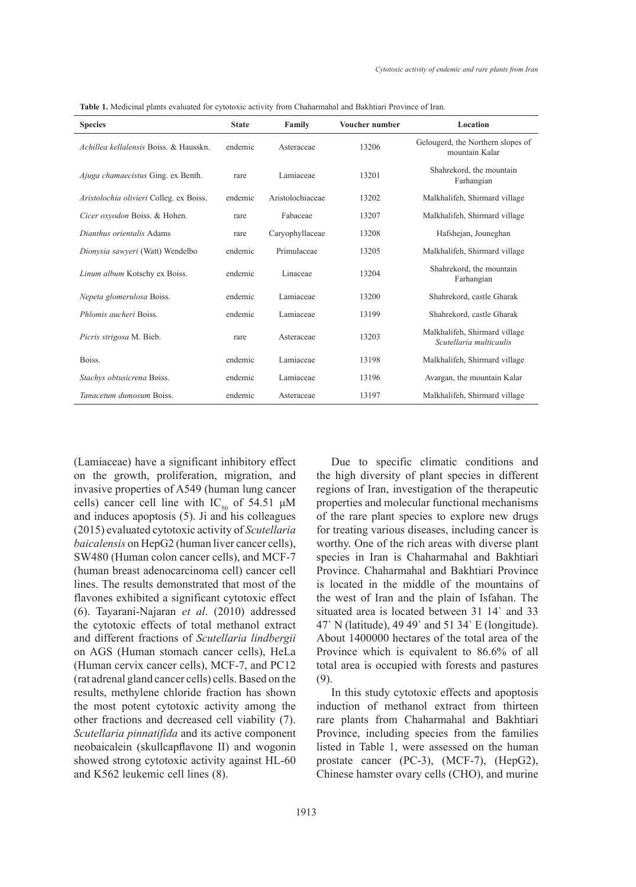**Table 1.** Medicinal plants evaluated for cytotoxic activity from Chaharmahal and Bakhtiari Province of Iran.

| Species | State | Family | Voucher number | Location |
|---|---|---|---|---|
| *Achillea kellalensis* Boiss. & Hausskn. | endemic | Asteraceae | 13206 | Gelougerd, the Northern slopes of mountain Kalar |
| *Ajuga chamaecistus* Ging. ex Benth. | rare | Lamiaceae | 13201 | Shahrekord, the mountain Farhangian |
| *Aristolochia olivieri* Colleg. ex Boiss. | endemic | Aristolochiaceae | 13202 | Malkhalifeh, Shirmard village |
| *Cicer oxyodon* Boiss. & Hohen. | rare | Fabaceae | 13207 | Malkhalifeh, Shirmard village |
| *Dianthus orientalis* Adams | rare | Caryophyllaceae | 13208 | Hafshejan, Jouneghan |
| *Dionysia sawyeri* (Watt) Wendelbo | endemic | Primulaceae | 13205 | Malkhalifeh, Shirmard village |
| *Linum album* Kotschy ex Boiss. | endemic | Linaceae | 13204 | Shahrekord, the mountain Farhangian |
| *Nepeta glomerulosa* Boiss. | endemic | Lamiaceae | 13200 | Shahrekord, castle Gharak |
| *Phlomis aucheri* Boiss. | endemic | Lamiaceae | 13199 | Shahrekord, castle Gharak |
| *Picris strigosa* M. Bieb. | rare | Asteraceae | 13203 | Malkhalifeh, Shirmard village *Scutellaria multicaulis* |
| Boiss. | endemic | Lamiaceae | 13198 | Malkhalifeh, Shirmard village |
| *Stachys obtusicrena* Boiss. | endemic | Lamiaceae | 13196 | Avargan, the mountain Kalar |
| *Tanacetum dumosum* Boiss. | endemic | Asteraceae | 13197 | Malkhalifeh, Shirmard village |

(Lamiaceae) have a significant inhibitory effect on the growth, proliferation, migration, and invasive properties of A549 (human lung cancer cells) cancer cell line with $IC_{50}$ of 54.51 μM and induces apoptosis (5). Ji and his colleagues (2015) evaluated cytotoxic activity of *Scutellaria baicalensis* on HepG2 (human liver cancer cells), SW480 (Human colon cancer cells), and MCF-7 (human breast adenocarcinoma cell) cancer cell lines. The results demonstrated that most of the flavones exhibited a significant cytotoxic effect (6). Tayarani-Najaran *et al*. (2010) addressed the cytotoxic effects of total methanol extract and different fractions of *Scutellaria lindbergii* on AGS (Human stomach cancer cells), HeLa (Human cervix cancer cells), MCF-7, and PC12 (rat adrenal gland cancer cells) cells. Based on the results, methylene chloride fraction has shown the most potent cytotoxic activity among the other fractions and decreased cell viability (7). *Scutellaria pinnatifida* and its active component neobaicalein (skullcapflavone II) and wogonin showed strong cytotoxic activity against HL-60 and K562 leukemic cell lines (8).

Due to specific climatic conditions and the high diversity of plant species in different regions of Iran, investigation of the therapeutic properties and molecular functional mechanisms of the rare plant species to explore new drugs for treating various diseases, including cancer is worthy. One of the rich areas with diverse plant species in Iran is Chaharmahal and Bakhtiari Province. Chaharmahal and Bakhtiari Province is located in the middle of the mountains of the west of Iran and the plain of Isfahan. The situated area is located between 31 14` and 33 47` N (latitude), 49 49` and 51 34` E (longitude). About 1400000 hectares of the total area of the Province which is equivalent to 86.6% of all total area is occupied with forests and pastures (9).

In this study cytotoxic effects and apoptosis induction of methanol extract from thirteen rare plants from Chaharmahal and Bakhtiari Province, including species from the families listed in Table 1, were assessed on the human prostate cancer (PC-3), (MCF-7), (HepG2), Chinese hamster ovary cells (CHO), and murine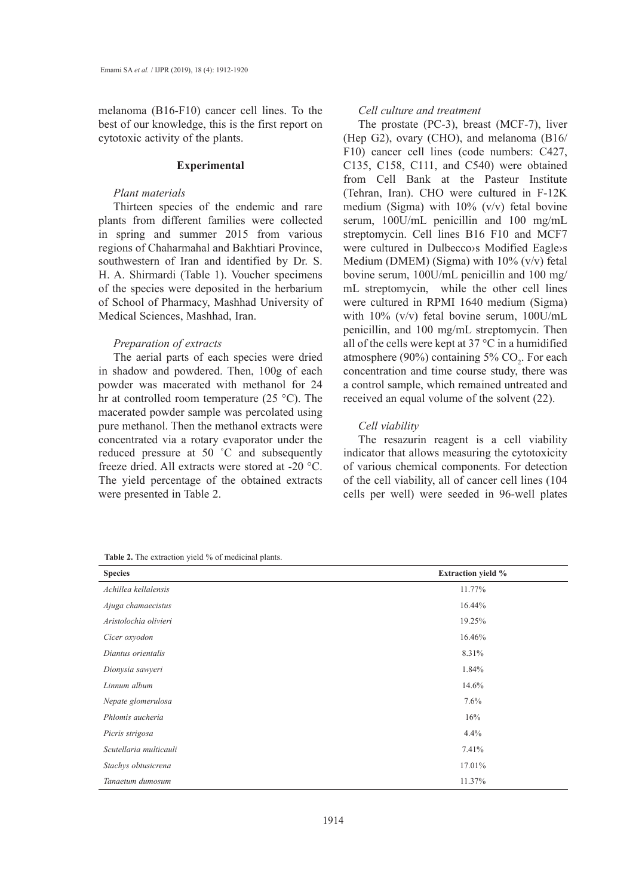melanoma (B16-F10) cancer cell lines. To the best of our knowledge, this is the first report on cytotoxic activity of the plants.

## Experimental

### *Plant materials*

Thirteen species of the endemic and rare plants from different families were collected in spring and summer 2015 from various regions of Chaharmahal and Bakhtiari Province, southwestern of Iran and identified by Dr. S. H. A. Shirmardi (Table 1). Voucher specimens of the species were deposited in the herbarium of School of Pharmacy, Mashhad University of Medical Sciences, Mashhad, Iran.

### *Preparation of extracts*

The aerial parts of each species were dried in shadow and powdered. Then, 100g of each powder was macerated with methanol for 24 hr at controlled room temperature (25 °C). The macerated powder sample was percolated using pure methanol. Then the methanol extracts were concentrated via a rotary evaporator under the reduced pressure at 50 ˚C and subsequently freeze dried. All extracts were stored at -20 °C. The yield percentage of the obtained extracts were presented in Table 2.

### *Cell culture and treatment*

The prostate (PC-3), breast (MCF-7), liver (Hep G2), ovary (CHO), and melanoma (B16/F10) cancer cell lines (code numbers: C427, C135, C158, C111, and C540) were obtained from Cell Bank at the Pasteur Institute (Tehran, Iran). CHO were cultured in F-12K medium (Sigma) with 10% (v/v) fetal bovine serum, 100U/mL penicillin and 100 mg/mL streptomycin. Cell lines B16 F10 and MCF7 were cultured in Dulbecco›s Modified Eagle›s Medium (DMEM) (Sigma) with 10% (v/v) fetal bovine serum, 100U/mL penicillin and 100 mg/mL streptomycin, while the other cell lines were cultured in RPMI 1640 medium (Sigma) with 10% (v/v) fetal bovine serum, 100U/mL penicillin, and 100 mg/mL streptomycin. Then all of the cells were kept at 37 °C in a humidified atmosphere (90%) containing 5% $CO_2$. For each concentration and time course study, there was a control sample, which remained untreated and received an equal volume of the solvent (22).

### *Cell viability*

The resazurin reagent is a cell viability indicator that allows measuring the cytotoxicity of various chemical components. For detection of the cell viability, all of cancer cell lines (104 cells per well) were seeded in 96-well plates

**Table 2.** The extraction yield % of medicinal plants.

| Species | Extraction yield % |
|---|---|
| *Achillea kellalensis* | 11.77% |
| *Ajuga chamaecistus* | 16.44% |
| *Aristolochia olivieri* | 19.25% |
| *Cicer oxyodon* | 16.46% |
| *Diantus orientalis* | 8.31% |
| *Dionysia sawyeri* | 1.84% |
| *Linnum album* | 14.6% |
| *Nepate glomerulosa* | 7.6% |
| *Phlomis aucheria* | 16% |
| *Picris strigosa* | 4.4% |
| *Scutellaria multicauli* | 7.41% |
| *Stachys obtusicrena* | 17.01% |
| *Tanaetum dumosum* | 11.37% |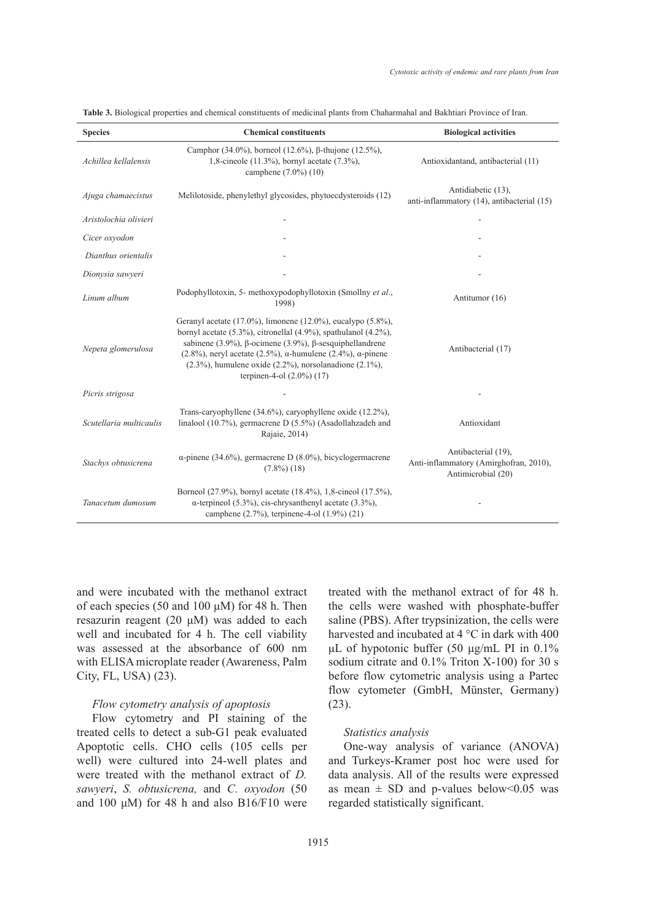**Table 3.** Biological properties and chemical constituents of medicinal plants from Chaharmahal and Bakhtiari Province of Iran.

| Species | Chemical constituents | Biological activities |
|---|---|---|
| *Achillea kellalensis* | Camphor (34.0%), borneol (12.6%), β-thujone (12.5%), 1,8-cineole (11.3%), bornyl acetate (7.3%), camphene (7.0%) (10) | Antioxidantand, antibacterial (11) |
| *Ajuga chamaecistus* | Melilotoside, phenylethyl glycosides, phytoecdysteroids (12) | Antidiabetic (13), anti-inflammatory (14), antibacterial (15) |
| *Aristolochia olivieri* | - | - |
| *Cicer oxyodon* | - | - |
| *Dianthus orientalis* | - | - |
| *Dionysia sawyeri* | - | - |
| *Linum album* | Podophyllotoxin, 5- methoxypodophyllotoxin (Smollny *et al*., 1998) | Antitumor (16) |
| *Nepeta glomerulosa* | Geranyl acetate (17.0%), limonene (12.0%), eucalypo (5.8%), bornyl acetate (5.3%), citronellal (4.9%), spathulanol (4.2%), sabinene (3.9%), β-ocimene (3.9%), β-sesquiphellandrene (2.8%), neryl acetate (2.5%), α-humulene (2.4%), α-pinene (2.3%), humulene oxide (2.2%), norsolanadione (2.1%), terpinen-4-ol (2.0%) (17) | Antibacterial (17) |
| *Picris strigosa* | - | - |
| *Scutellaria multicaulis* | Trans-caryophyllene (34.6%), caryophyllene oxide (12.2%), linalool (10.7%), germacrene D (5.5%) (Asadollahzadeh and Rajaie, 2014) | Antioxidant |
| *Stachys obtusicrena* | α-pinene (34.6%), germacrene D (8.0%), bicyclogermacrene (7.8%) (18) | Antibacterial (19), Anti-inflammatory (Amirghofran, 2010), Antimicrobial (20) |
| *Tanacetum dumosum* | Borneol (27.9%), bornyl acetate (18.4%), 1,8-cineol (17.5%), α-terpineol (5.3%), cis-chrysanthenyl acetate (3.3%), camphene (2.7%), terpinene-4-ol (1.9%) (21) | - |

and were incubated with the methanol extract of each species (50 and 100 μM) for 48 h. Then resazurin reagent (20 μM) was added to each well and incubated for 4 h. The cell viability was assessed at the absorbance of 600 nm with ELISA microplate reader (Awareness, Palm City, FL, USA) (23).

### *Flow cytometry analysis of apoptosis*

Flow cytometry and PI staining of the treated cells to detect a sub-G1 peak evaluated Apoptotic cells. CHO cells (105 cells per well) were cultured into 24-well plates and were treated with the methanol extract of *D. sawyeri*, *S. obtusicrena,* and *C. oxyodon* (50 and 100 μM) for 48 h and also B16/F10 were treated with the methanol extract of for 48 h. the cells were washed with phosphate-buffer saline (PBS). After trypsinization, the cells were harvested and incubated at 4 °C in dark with 400 μL of hypotonic buffer (50 μg/mL PI in 0.1% sodium citrate and 0.1% Triton X-100) for 30 s before flow cytometric analysis using a Partec flow cytometer (GmbH, Münster, Germany) (23).

### *Statistics analysis*

One-way analysis of variance (ANOVA) and Turkeys-Kramer post hoc were used for data analysis. All of the results were expressed as mean ± SD and p-values below<0.05 was regarded statistically significant.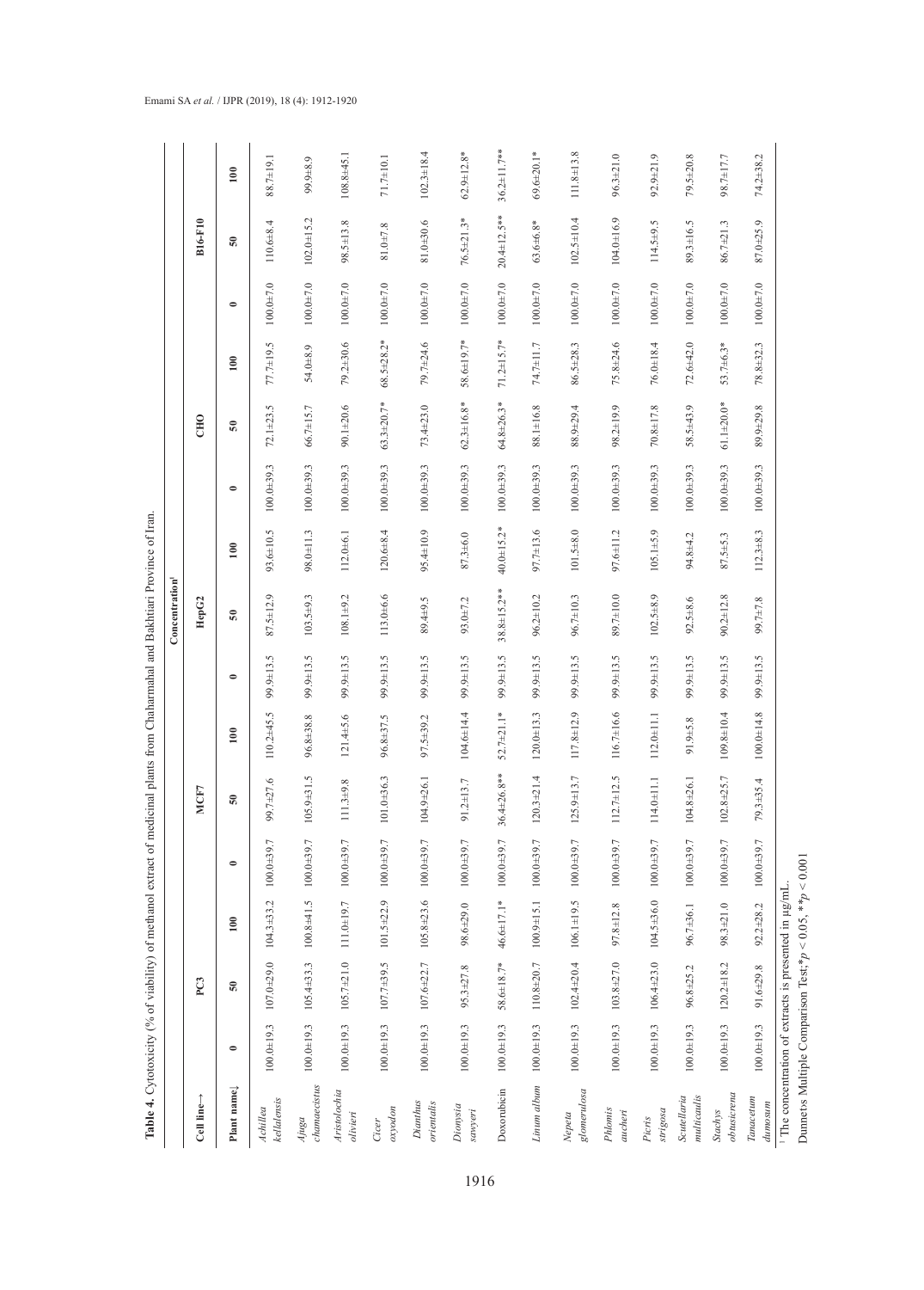**Table 4.** Cytotoxicity (% of viability) of methanol extract of medicinal plants from Chaharmahal and Bakhtiari Province of Iran.

| Cell line→ | PC3 | | | MCF7 | | | HepG2 | | | CHO | | | B16-F10 | | |
|---|---|---|---|---|---|---|---|---|---|---|---|---|---|---|---|
| | Concentration[1] | | | | | | | | | | | | | | |
| Plant name↓ | 0 | 50 | 100 | 0 | 50 | 100 | 0 | 50 | 100 | 0 | 50 | 100 | 0 | 50 | 100 |
| *Achillea kellalensis* | 100.0±19.3 | 107.0±29.0 | 104.3±33.2 | 100.0±39.7 | 99.7±27.6 | 110.2±45.5 | 99.9±13.5 | 87.5±12.9 | 93.6±10.5 | 100.0±39.3 | 72.1±23.5 | 77.7±19.5 | 100.0±7.0 | 110.6±8.4 | 88.7±19.1 |
| *Ajuga chamaecistus* | 100.0±19.3 | 105.4±33.3 | 100.8±41.5 | 100.0±39.7 | 105.9±31.5 | 96.8±38.8 | 99.9±13.5 | 103.5±9.3 | 98.0±11.3 | 100.0±39.3 | 66.7±15.7 | 54.0±8.9 | 100.0±7.0 | 102.0±15.2 | 99.9±8.9 |
| *Aristolochia olivieri* | 100.0±19.3 | 105.7±21.0 | 111.0±19.7 | 100.0±39.7 | 111.3±9.8 | 121.4±5.6 | 99.9±13.5 | 108.1±9.2 | 112.0±6.1 | 100.0±39.3 | 90.1±20.6 | 79.2±30.6 | 100.0±7.0 | 98.5±13.8 | 108.8±45.1 |
| *Cicer oxyodon* | 100.0±19.3 | 107.7±39.5 | 101.5±22.9 | 100.0±39.7 | 101.0±36.3 | 96.8±37.5 | 99.9±13.5 | 113.0±6.6 | 120.6±8.4 | 100.0±39.3 | 63.3±20.7* | 68.5±28.2* | 100.0±7.0 | 81.0±7.8 | 71.7±10.1 |
| *Dianthus orientalis* | 100.0±19.3 | 107.6±22.7 | 105.8±23.6 | 100.0±39.7 | 104.9±26.1 | 97.5±39.2 | 99.9±13.5 | 89.4±9.5 | 95.4±10.9 | 100.0±39.3 | 73.4±23.0 | 79.7±24.6 | 100.0±7.0 | 81.0±30.6 | 102.3±18.4 |
| *Dionysia sawyeri* | 100.0±19.3 | 95.3±27.8 | 98.6±29.0 | 100.0±39.7 | 91.2±13.7 | 104.6±14.4 | 99.9±13.5 | 93.0±7.2 | 87.3±6.0 | 100.0±39.3 | 62.3±16.8* | 58.6±19.7* | 100.0±7.0 | 76.5±21.3* | 62.9±12.8* |
| Doxorubicin | 100.0±19.3 | 58.6±18.7* | 46.6±17.1* | 100.0±39.7 | 36.4±26.8** | 52.7±21.1* | 99.9±13.5 | 38.8±15.2** | 40.0±15.2* | 100.0±39.3 | 64.8±26.3* | 71.2±15.7* | 100.0±7.0 | 20.4±12.5** | 36.2±11.7** |
| *Linum album* | 100.0±19.3 | 110.8±20.7 | 100.9±15.1 | 100.0±39.7 | 120.3±21.4 | 120.0±13.3 | 99.9±13.5 | 96.2±10.2 | 97.7±13.6 | 100.0±39.3 | 88.1±16.8 | 74.7±11.7 | 100.0±7.0 | 63.6±6.8* | 69.6±20.1* |
| *Nepeta glomerulosa* | 100.0±19.3 | 102.4±20.4 | 106.1±19.5 | 100.0±39.7 | 125.9±13.7 | 117.8±12.9 | 99.9±13.5 | 96.7±10.3 | 101.5±8.0 | 100.0±39.3 | 88.9±29.4 | 86.5±28.3 | 100.0±7.0 | 102.5±10.4 | 111.8±13.8 |
| *Phlomis aucheri* | 100.0±19.3 | 103.8±27.0 | 97.8±12.8 | 100.0±39.7 | 112.7±12.5 | 116.7±16.6 | 99.9±13.5 | 89.7±10.0 | 97.6±11.2 | 100.0±39.3 | 98.2±19.9 | 75.8±24.6 | 100.0±7.0 | 104.0±16.9 | 96.3±21.0 |
| *Picris strigosa* | 100.0±19.3 | 106.4±23.0 | 104.5±36.0 | 100.0±39.7 | 114.0±11.1 | 112.0±11.1 | 99.9±13.5 | 102.5±8.9 | 105.1±5.9 | 100.0±39.3 | 70.8±17.8 | 76.0±18.4 | 100.0±7.0 | 114.5±9.5 | 92.9±21.9 |
| *Scutellaria multicaulis* | 100.0±19.3 | 96.8±25.2 | 96.7±36.1 | 100.0±39.7 | 104.8±26.1 | 91.9±5.8 | 99.9±13.5 | 92.5±8.6 | 94.8±4.2 | 100.0±39.3 | 58.5±43.9 | 72.6±42.0 | 100.0±7.0 | 89.3±16.5 | 79.5±20.8 |
| *Stachys obtusicrena* | 100.0±19.3 | 120.2±18.2 | 98.3±21.0 | 100.0±39.7 | 102.8±25.7 | 109.8±10.4 | 99.9±13.5 | 90.2±12.8 | 87.5±5.3 | 100.0±39.3 | 61.1±20.0* | 53.7±6.3* | 100.0±7.0 | 86.7±21.3 | 98.7±17.7 |
| *Tanacetum dumosum* | 100.0±19.3 | 91.6±29.8 | 92.2±28.2 | 100.0±39.7 | 79.3±35.4 | 100.0±14.8 | 99.9±13.5 | 99.7±7.8 | 112.3±8.3 | 100.0±39.3 | 89.9±29.8 | 78.8±32.3 | 100.0±7.0 | 87.0±25.9 | 74.2±38.2 |

[1] The concentration of extracts is presented in µg/mL.

Dunnets Multiple Comparison Test; $*p < 0.05$, $**p < 0.001$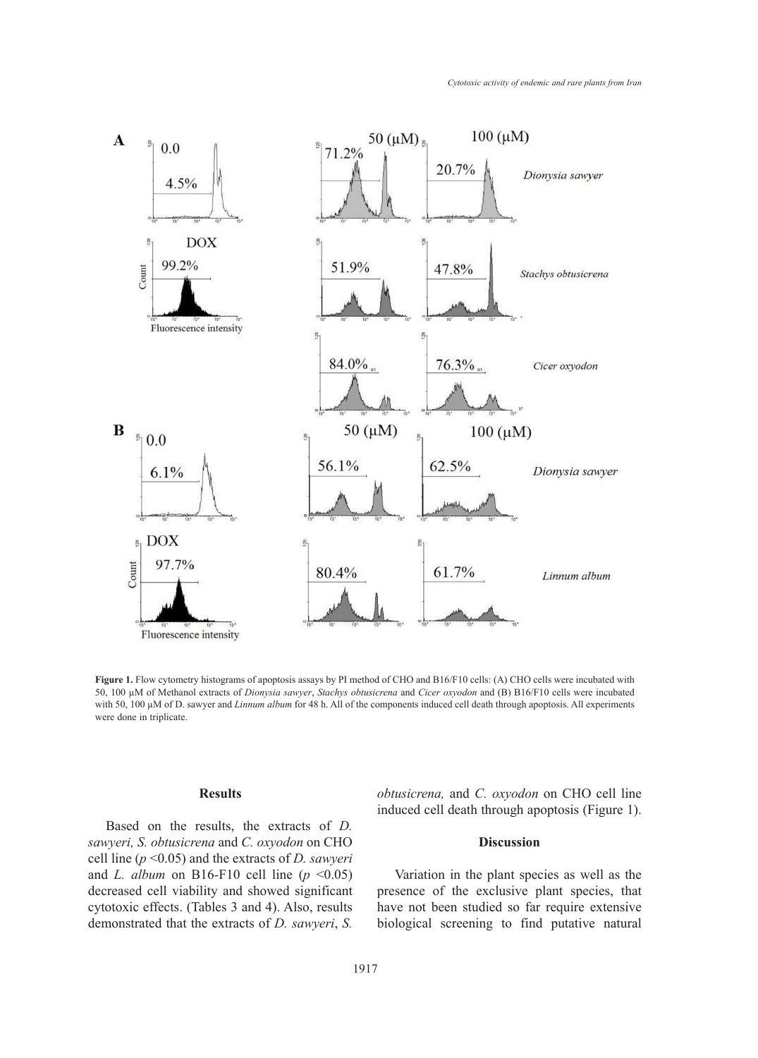**Figure 1.** Flow cytometry histograms of apoptosis assays by PI method of CHO and B16/F10 cells: (A) CHO cells were incubated with 50, 100 µM of Methanol extracts of *Dionysia sawyer*, *Stachys obtusicrena* and *Cicer oxyodon* and (B) B16/F10 cells were incubated with 50, 100 µM of D. sawyer and *Linnum album* for 48 h. All of the components induced cell death through apoptosis. All experiments were done in triplicate.

## Results

Based on the results, the extracts of *D. sawyeri, S. obtusicrena* and *C. oxyodon* on CHO cell line ($p$ <0.05) and the extracts of *D. sawyeri* and *L. album* on B16-F10 cell line ($p$ <0.05) decreased cell viability and showed significant cytotoxic effects. (Tables 3 and 4). Also, results demonstrated that the extracts of *D. sawyeri*, *S. obtusicrena,* and *C. oxyodon* on CHO cell line induced cell death through apoptosis (Figure 1).

## Discussion

Variation in the plant species as well as the presence of the exclusive plant species, that have not been studied so far require extensive biological screening to find putative natural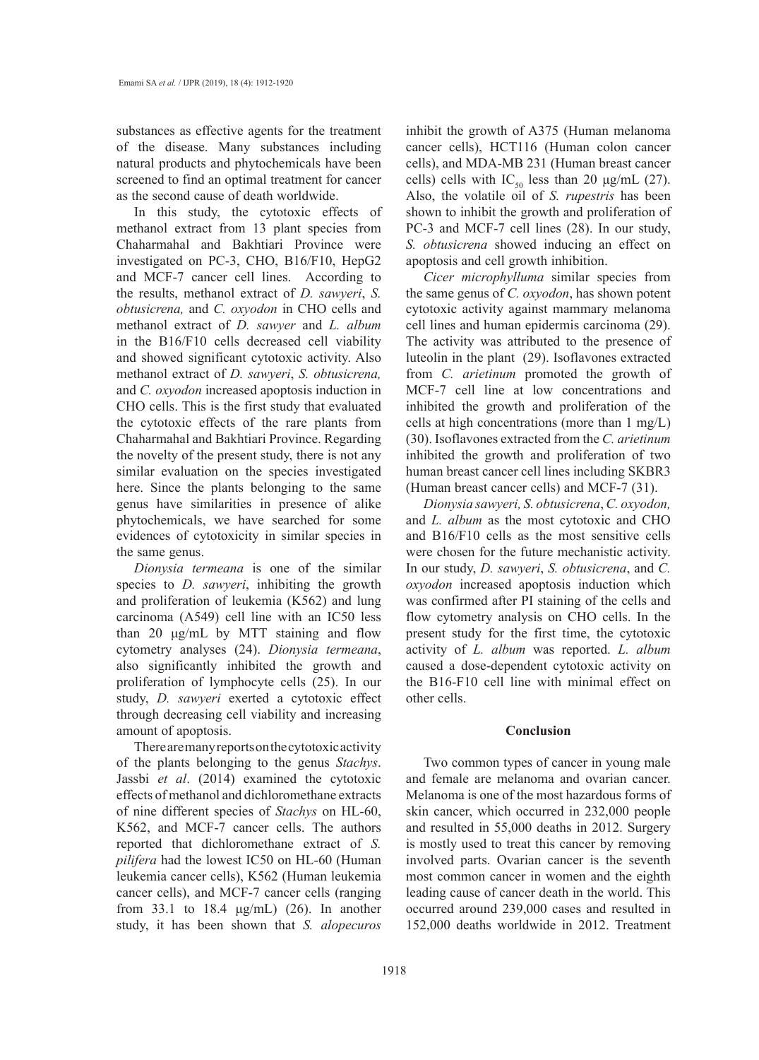substances as effective agents for the treatment of the disease. Many substances including natural products and phytochemicals have been screened to find an optimal treatment for cancer as the second cause of death worldwide.

In this study, the cytotoxic effects of methanol extract from 13 plant species from Chaharmahal and Bakhtiari Province were investigated on PC-3, CHO, B16/F10, HepG2 and MCF-7 cancer cell lines. According to the results, methanol extract of *D. sawyeri*, *S. obtusicrena,* and *C. oxyodon* in CHO cells and methanol extract of *D. sawyer* and *L. album* in the B16/F10 cells decreased cell viability and showed significant cytotoxic activity. Also methanol extract of *D. sawyeri*, *S. obtusicrena,* and *C. oxyodon* increased apoptosis induction in CHO cells. This is the first study that evaluated the cytotoxic effects of the rare plants from Chaharmahal and Bakhtiari Province. Regarding the novelty of the present study, there is not any similar evaluation on the species investigated here. Since the plants belonging to the same genus have similarities in presence of alike phytochemicals, we have searched for some evidences of cytotoxicity in similar species in the same genus.

*Dionysia termeana* is one of the similar species to *D. sawyeri*, inhibiting the growth and proliferation of leukemia (K562) and lung carcinoma (A549) cell line with an IC50 less than 20 µg/mL by MTT staining and flow cytometry analyses (24). *Dionysia termeana*, also significantly inhibited the growth and proliferation of lymphocyte cells (25). In our study, *D. sawyeri* exerted a cytotoxic effect through decreasing cell viability and increasing amount of apoptosis.

There are many reports on the cytotoxic activity of the plants belonging to the genus *Stachys*. Jassbi *et al*. (2014) examined the cytotoxic effects of methanol and dichloromethane extracts of nine different species of *Stachys* on HL-60, K562, and MCF-7 cancer cells. The authors reported that dichloromethane extract of *S. pilifera* had the lowest IC50 on HL-60 (Human leukemia cancer cells), K562 (Human leukemia cancer cells), and MCF-7 cancer cells (ranging from 33.1 to 18.4 µg/mL) (26). In another study, it has been shown that *S. alopecuros* inhibit the growth of A375 (Human melanoma cancer cells), HCT116 (Human colon cancer cells), and MDA-MB 231 (Human breast cancer cells) cells with $IC_{50}$ less than 20 µg/mL (27). Also, the volatile oil of *S. rupestris* has been shown to inhibit the growth and proliferation of PC-3 and MCF-7 cell lines (28). In our study, *S. obtusicrena* showed inducing an effect on apoptosis and cell growth inhibition.

*Cicer microphylluma* similar species from the same genus of *C. oxyodon*, has shown potent cytotoxic activity against mammary melanoma cell lines and human epidermis carcinoma (29). The activity was attributed to the presence of luteolin in the plant (29). Isoflavones extracted from *C. arietinum* promoted the growth of MCF-7 cell line at low concentrations and inhibited the growth and proliferation of the cells at high concentrations (more than 1 mg/L) (30). Isoflavones extracted from the *C. arietinum* inhibited the growth and proliferation of two human breast cancer cell lines including SKBR3 (Human breast cancer cells) and MCF-7 (31).

*Dionysia sawyeri, S. obtusicrena*, *C. oxyodon,* and *L. album* as the most cytotoxic and CHO and B16/F10 cells as the most sensitive cells were chosen for the future mechanistic activity. In our study, *D. sawyeri*, *S. obtusicrena*, and *C. oxyodon* increased apoptosis induction which was confirmed after PI staining of the cells and flow cytometry analysis on CHO cells. In the present study for the first time, the cytotoxic activity of *L. album* was reported. *L. album* caused a dose-dependent cytotoxic activity on the B16-F10 cell line with minimal effect on other cells.

## Conclusion

Two common types of cancer in young male and female are melanoma and ovarian cancer. Melanoma is one of the most hazardous forms of skin cancer, which occurred in 232,000 people and resulted in 55,000 deaths in 2012. Surgery is mostly used to treat this cancer by removing involved parts. Ovarian cancer is the seventh most common cancer in women and the eighth leading cause of cancer death in the world. This occurred around 239,000 cases and resulted in 152,000 deaths worldwide in 2012. Treatment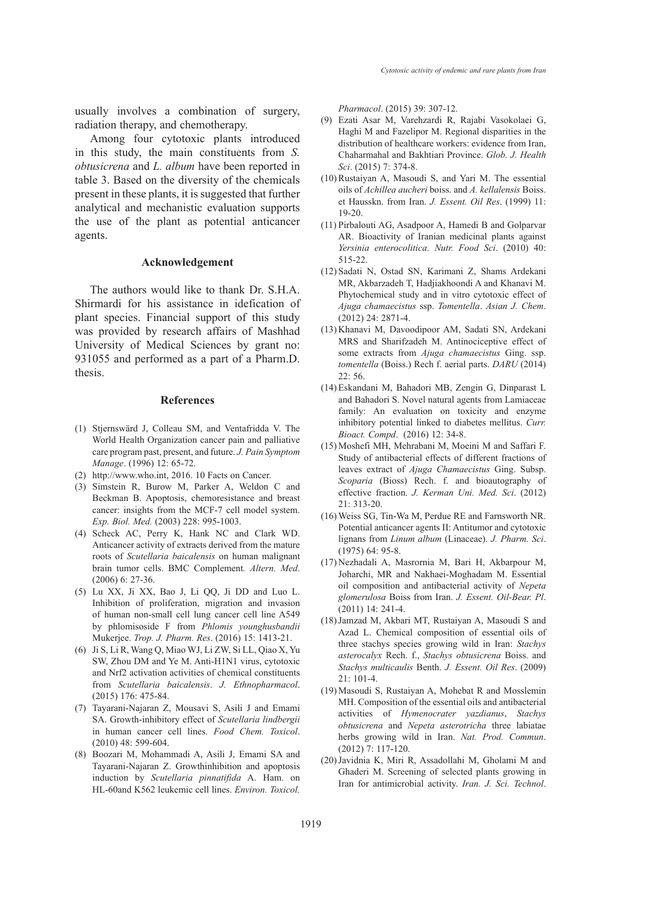usually involves a combination of surgery, radiation therapy, and chemotherapy.

Among four cytotoxic plants introduced in this study, the main constituents from *S. obtusicrena* and *L. album* have been reported in table 3. Based on the diversity of the chemicals present in these plants, it is suggested that further analytical and mechanistic evaluation supports the use of the plant as potential anticancer agents.

## Acknowledgement

The authors would like to thank Dr. S.H.A. Shirmardi for his assistance in idefication of plant species. Financial support of this study was provided by research affairs of Mashhad University of Medical Sciences by grant no: 931055 and performed as a part of a Pharm.D. thesis.

## References

(1) Stjernswärd J, Colleau SM, and Ventafridda V. The World Health Organization cancer pain and palliative care program past, present, and future. *J. Pain Symptom Manage*. (1996) 12: 65-72.

(2) http://www.who.int, 2016. 10 Facts on Cancer.

(3) Simstein R, Burow M, Parker A, Weldon C and Beckman B. Apoptosis, chemoresistance and breast cancer: insights from the MCF-7 cell model system. *Exp. Biol. Med.* (2003) 228: 995-1003.

(4) Scheck AC, Perry K, Hank NC and Clark WD. Anticancer activity of extracts derived from the mature roots of *Scutellaria baicalensis* on human malignant brain tumor cells. BMC Complement. *Altern. Med*. (2006) 6: 27-36.

(5) Lu XX, Ji XX, Bao J, Li QQ, Ji DD and Luo L. Inhibition of proliferation, migration and invasion of human non-small cell lung cancer cell line A549 by phlomisoside F from *Phlomis younghusbandii* Mukerjee. *Trop. J. Pharm. Res*. (2016) 15: 1413-21.

(6) Ji S, Li R, Wang Q, Miao WJ, Li ZW, Si LL, Qiao X, Yu SW, Zhou DM and Ye M. Anti-H1N1 virus, cytotoxic and Nrf2 activation activities of chemical constituents from *Scutellaria baicalensis*. *J. Ethnopharmacol*. (2015) 176: 475-84.

(7) Tayarani-Najaran Z, Mousavi S, Asili J and Emami SA. Growth-inhibitory effect of *Scutellaria lindbergii* in human cancer cell lines. *Food Chem. Toxicol*. (2010) 48: 599-604.

(8) Boozari M, Mohammadi A, Asili J, Emami SA and Tayarani-Najaran Z. Growthinhibition and apoptosis induction by *Scutellaria pinnatifida* A. Ham. on HL-60and K562 leukemic cell lines. *Environ. Toxicol. Pharmacol*. (2015) 39: 307-12.

(9) Ezati Asar M, Varehzardi R, Rajabi Vasokolaei G, Haghi M and Fazelipor M. Regional disparities in the distribution of healthcare workers: evidence from Iran, Chaharmahal and Bakhtiari Province. *Glob. J. Health Sci*. (2015) 7: 374-8.

(10) Rustaiyan A, Masoudi S, and Yari M. The essential oils of *Achillea aucheri* boiss. and *A. kellalensis* Boiss. et Hausskn. from Iran. *J. Essent. Oil Res*. (1999) 11: 19-20.

(11) Pirbalouti AG, Asadpoor A, Hamedi B and Golparvar AR. Bioactivity of Iranian medicinal plants against *Yersinia enterocolitica*. *Nutr. Food Sci*. (2010) 40: 515-22.

(12) Sadati N, Ostad SN, Karimani Z, Shams Ardekani MR, Akbarzadeh T, Hadjiakhoondi A and Khanavi M. Phytochemical study and in vitro cytotoxic effect of *Ajuga chamaecistus* ssp. *Tomentella*. *Asian J. Chem*. (2012) 24: 2871-4.

(13) Khanavi M, Davoodipoor AM, Sadati SN, Ardekani MRS and Sharifzadeh M. Antinociceptive effect of some extracts from *Ajuga chamaecistus* Ging. ssp. *tomentella* (Boiss.) Rech f. aerial parts. *DARU* (2014) 22: 56.

(14) Eskandani M, Bahadori MB, Zengin G, Dinparast L and Bahadori S. Novel natural agents from Lamiaceae family: An evaluation on toxicity and enzyme inhibitory potential linked to diabetes mellitus. *Curr. Bioact. Compd*. (2016) 12: 34-8.

(15) Moshefi MH, Mehrabani M, Moeini M and Saffari F. Study of antibacterial effects of different fractions of leaves extract of *Ajuga Chamaecistus* Ging. Subsp. *Scoparia* (Bioss) Rech. f. and bioautography of effective fraction. *J. Kerman Uni. Med. Sci*. (2012) 21: 313-20.

(16) Weiss SG, Tin-Wa M, Perdue RE and Farnsworth NR. Potential anticancer agents II: Antitumor and cytotoxic lignans from *Linum album* (Linaceae). *J. Pharm. Sci*. (1975) 64: 95-8.

(17) Nezhadali A, Masrornia M, Bari H, Akbarpour M, Joharchi, MR and Nakhaei-Moghadam M. Essential oil composition and antibacterial activity of *Nepeta glomerulosa* Boiss from Iran. *J. Essent. Oil-Bear. Pl*. (2011) 14: 241-4.

(18) Jamzad M, Akbari MT, Rustaiyan A, Masoudi S and Azad L. Chemical composition of essential oils of three stachys species growing wild in Iran: *Stachys asterocalyx* Rech. f., *Stachys obtusicrena* Boiss. and *Stachys multicaulis* Benth. *J. Essent. Oil Res*. (2009) 21: 101-4.

(19) Masoudi S, Rustaiyan A, Mohebat R and Mosslemin MH. Composition of the essential oils and antibacterial activities of *Hymenocrater yazdianus*, *Stachys obtusicrena* and *Nepeta asterotricha* three labiatae herbs growing wild in Iran. *Nat. Prod. Commun*. (2012) 7: 117-120.

(20) Javidnia K, Miri R, Assadollahi M, Gholami M and Ghaderi M. Screening of selected plants growing in Iran for antimicrobial activity. *Iran. J. Sci. Technol*.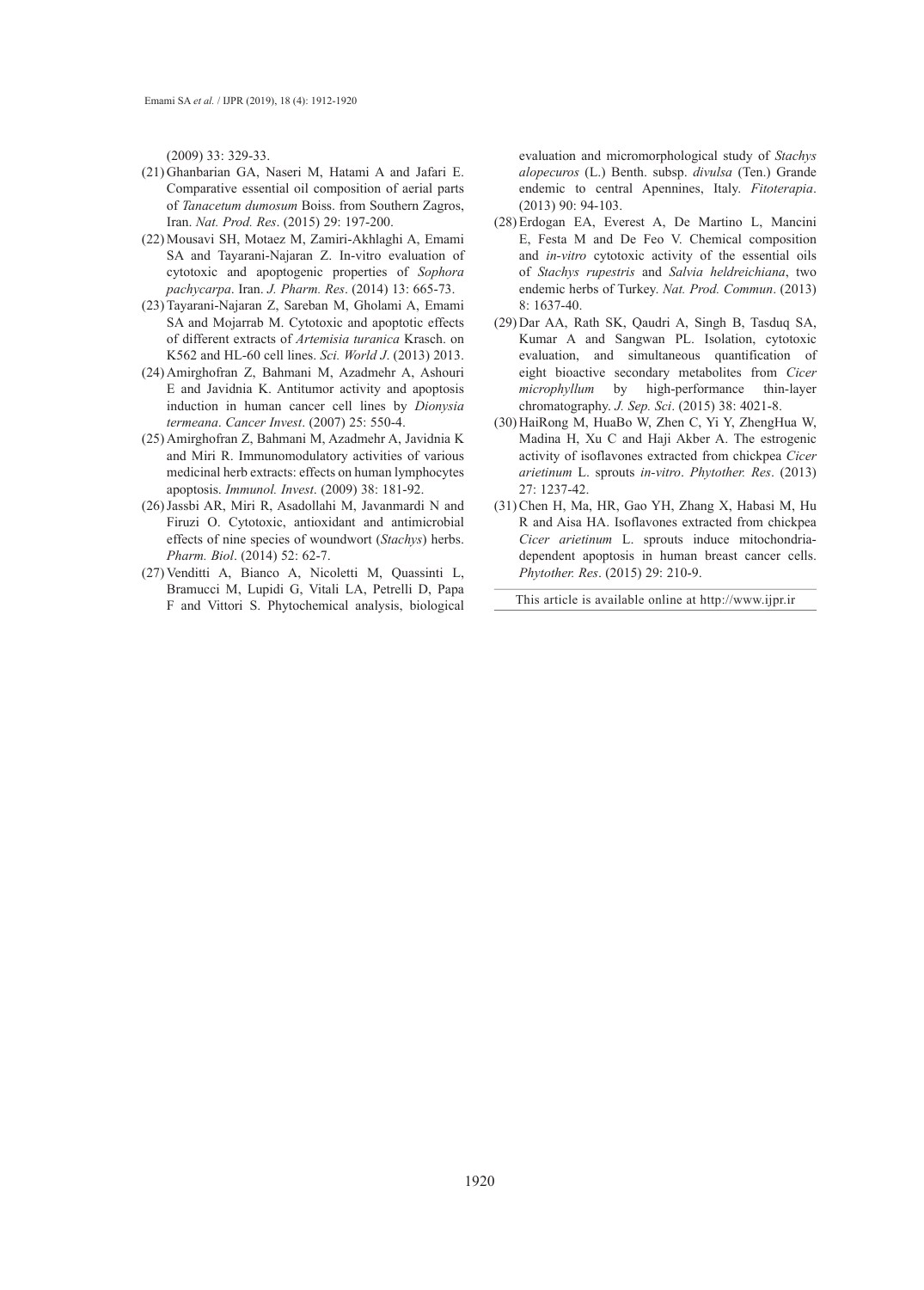(2009) 33: 329-33.

(21) Ghanbarian GA, Naseri M, Hatami A and Jafari E. Comparative essential oil composition of aerial parts of *Tanacetum dumosum* Boiss. from Southern Zagros, Iran. *Nat. Prod. Res*. (2015) 29: 197-200.

(22) Mousavi SH, Motaez M, Zamiri-Akhlaghi A, Emami SA and Tayarani-Najaran Z. In-vitro evaluation of cytotoxic and apoptogenic properties of *Sophora pachycarpa*. Iran. *J. Pharm. Res*. (2014) 13: 665-73.

(23) Tayarani-Najaran Z, Sareban M, Gholami A, Emami SA and Mojarrab M. Cytotoxic and apoptotic effects of different extracts of *Artemisia turanica* Krasch. on K562 and HL-60 cell lines. *Sci. World J*. (2013) 2013.

(24) Amirghofran Z, Bahmani M, Azadmehr A, Ashouri E and Javidnia K. Antitumor activity and apoptosis induction in human cancer cell lines by *Dionysia termeana*. *Cancer Invest*. (2007) 25: 550-4.

(25) Amirghofran Z, Bahmani M, Azadmehr A, Javidnia K and Miri R. Immunomodulatory activities of various medicinal herb extracts: effects on human lymphocytes apoptosis. *Immunol. Invest*. (2009) 38: 181-92.

(26) Jassbi AR, Miri R, Asadollahi M, Javanmardi N and Firuzi O. Cytotoxic, antioxidant and antimicrobial effects of nine species of woundwort (*Stachys*) herbs. *Pharm. Biol*. (2014) 52: 62-7.

(27) Venditti A, Bianco A, Nicoletti M, Quassinti L, Bramucci M, Lupidi G, Vitali LA, Petrelli D, Papa F and Vittori S. Phytochemical analysis, biological evaluation and micromorphological study of *Stachys alopecuros* (L.) Benth. subsp. *divulsa* (Ten.) Grande endemic to central Apennines, Italy. *Fitoterapia*. (2013) 90: 94-103.

(28) Erdogan EA, Everest A, De Martino L, Mancini E, Festa M and De Feo V. Chemical composition and *in-vitro* cytotoxic activity of the essential oils of *Stachys rupestris* and *Salvia heldreichiana*, two endemic herbs of Turkey. *Nat. Prod. Commun*. (2013) 8: 1637-40.

(29) Dar AA, Rath SK, Qaudri A, Singh B, Tasduq SA, Kumar A and Sangwan PL. Isolation, cytotoxic evaluation, and simultaneous quantification of eight bioactive secondary metabolites from *Cicer microphyllum* by high-performance thin-layer chromatography. *J. Sep. Sci*. (2015) 38: 4021-8.

(30) HaiRong M, HuaBo W, Zhen C, Yi Y, ZhengHua W, Madina H, Xu C and Haji Akber A. The estrogenic activity of isoflavones extracted from chickpea *Cicer arietinum* L. sprouts *in-vitro*. *Phytother. Res*. (2013) 27: 1237-42.

(31) Chen H, Ma, HR, Gao YH, Zhang X, Habasi M, Hu R and Aisa HA. Isoflavones extracted from chickpea *Cicer arietinum* L. sprouts induce mitochondria-dependent apoptosis in human breast cancer cells. *Phytother. Res*. (2015) 29: 210-9.

This article is available online at http://www.ijpr.ir